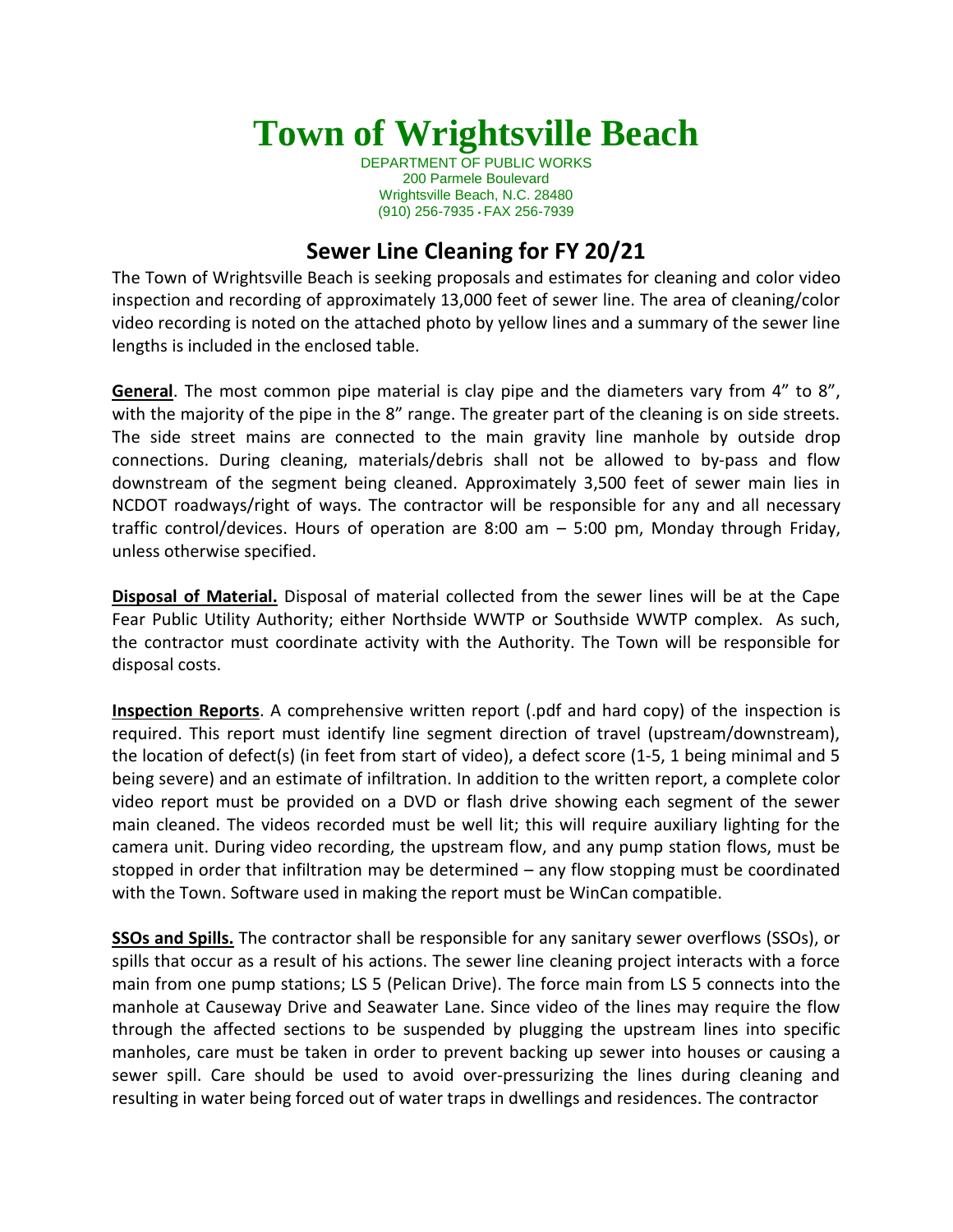# Town of Wrightsville Beach

DEPARTMENT OF PUBLIC WORKS
200 Parmele Boulevard
Wrightsville Beach, N.C. 28480
(910) 256-7935 • FAX 256-7939

## Sewer Line Cleaning for FY 20/21

The Town of Wrightsville Beach is seeking proposals and estimates for cleaning and color video inspection and recording of approximately 13,000 feet of sewer line. The area of cleaning/color video recording is noted on the attached photo by yellow lines and a summary of the sewer line lengths is included in the enclosed table.

**General**. The most common pipe material is clay pipe and the diameters vary from 4" to 8", with the majority of the pipe in the 8" range. The greater part of the cleaning is on side streets. The side street mains are connected to the main gravity line manhole by outside drop connections. During cleaning, materials/debris shall not be allowed to by-pass and flow downstream of the segment being cleaned. Approximately 3,500 feet of sewer main lies in NCDOT roadways/right of ways. The contractor will be responsible for any and all necessary traffic control/devices. Hours of operation are 8:00 am – 5:00 pm, Monday through Friday, unless otherwise specified.

**Disposal of Material.** Disposal of material collected from the sewer lines will be at the Cape Fear Public Utility Authority; either Northside WWTP or Southside WWTP complex. As such, the contractor must coordinate activity with the Authority. The Town will be responsible for disposal costs.

**Inspection Reports**. A comprehensive written report (.pdf and hard copy) of the inspection is required. This report must identify line segment direction of travel (upstream/downstream), the location of defect(s) (in feet from start of video), a defect score (1-5, 1 being minimal and 5 being severe) and an estimate of infiltration. In addition to the written report, a complete color video report must be provided on a DVD or flash drive showing each segment of the sewer main cleaned. The videos recorded must be well lit; this will require auxiliary lighting for the camera unit. During video recording, the upstream flow, and any pump station flows, must be stopped in order that infiltration may be determined – any flow stopping must be coordinated with the Town. Software used in making the report must be WinCan compatible.

**SSOs and Spills.** The contractor shall be responsible for any sanitary sewer overflows (SSOs), or spills that occur as a result of his actions. The sewer line cleaning project interacts with a force main from one pump stations; LS 5 (Pelican Drive). The force main from LS 5 connects into the manhole at Causeway Drive and Seawater Lane. Since video of the lines may require the flow through the affected sections to be suspended by plugging the upstream lines into specific manholes, care must be taken in order to prevent backing up sewer into houses or causing a sewer spill. Care should be used to avoid over-pressurizing the lines during cleaning and resulting in water being forced out of water traps in dwellings and residences. The contractor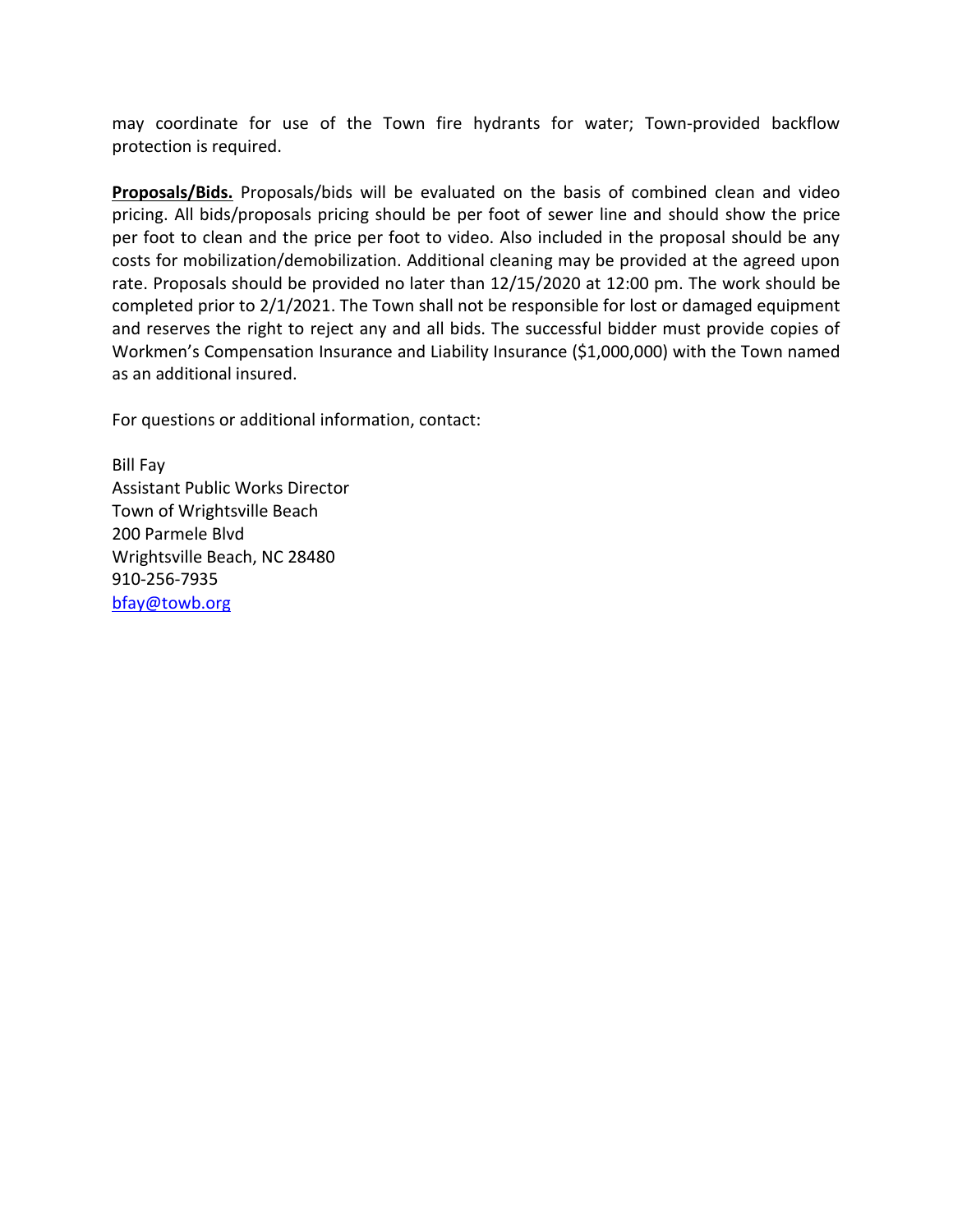may coordinate for use of the Town fire hydrants for water; Town-provided backflow protection is required.

**Proposals/Bids.** Proposals/bids will be evaluated on the basis of combined clean and video pricing. All bids/proposals pricing should be per foot of sewer line and should show the price per foot to clean and the price per foot to video. Also included in the proposal should be any costs for mobilization/demobilization. Additional cleaning may be provided at the agreed upon rate. Proposals should be provided no later than 12/15/2020 at 12:00 pm. The work should be completed prior to 2/1/2021. The Town shall not be responsible for lost or damaged equipment and reserves the right to reject any and all bids. The successful bidder must provide copies of Workmen's Compensation Insurance and Liability Insurance ($1,000,000) with the Town named as an additional insured.

For questions or additional information, contact:

Bill Fay
Assistant Public Works Director
Town of Wrightsville Beach
200 Parmele Blvd
Wrightsville Beach, NC 28480
910-256-7935
bfay@towb.org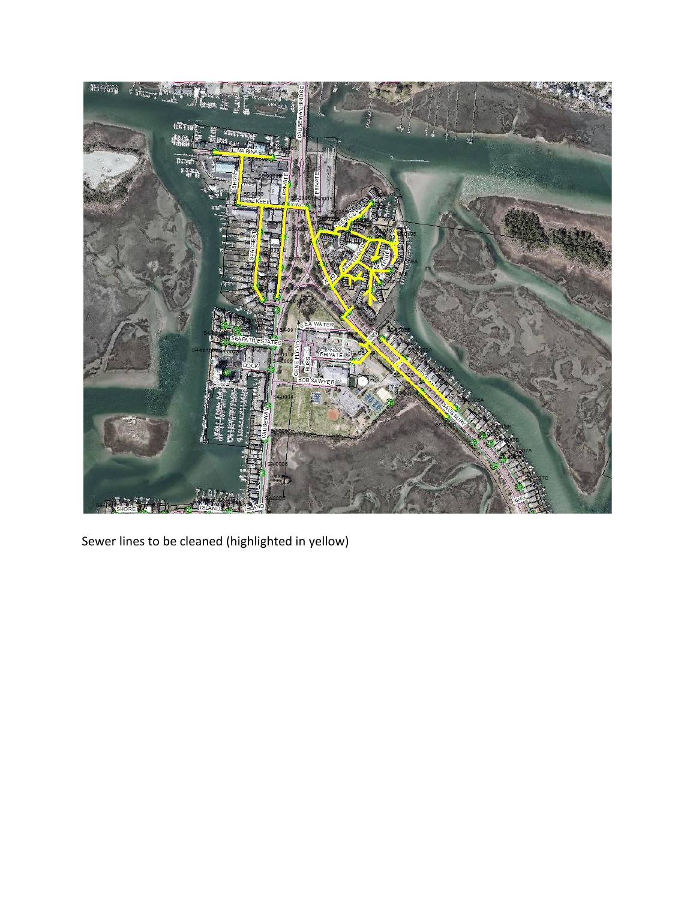Sewer lines to be cleaned (highlighted in yellow)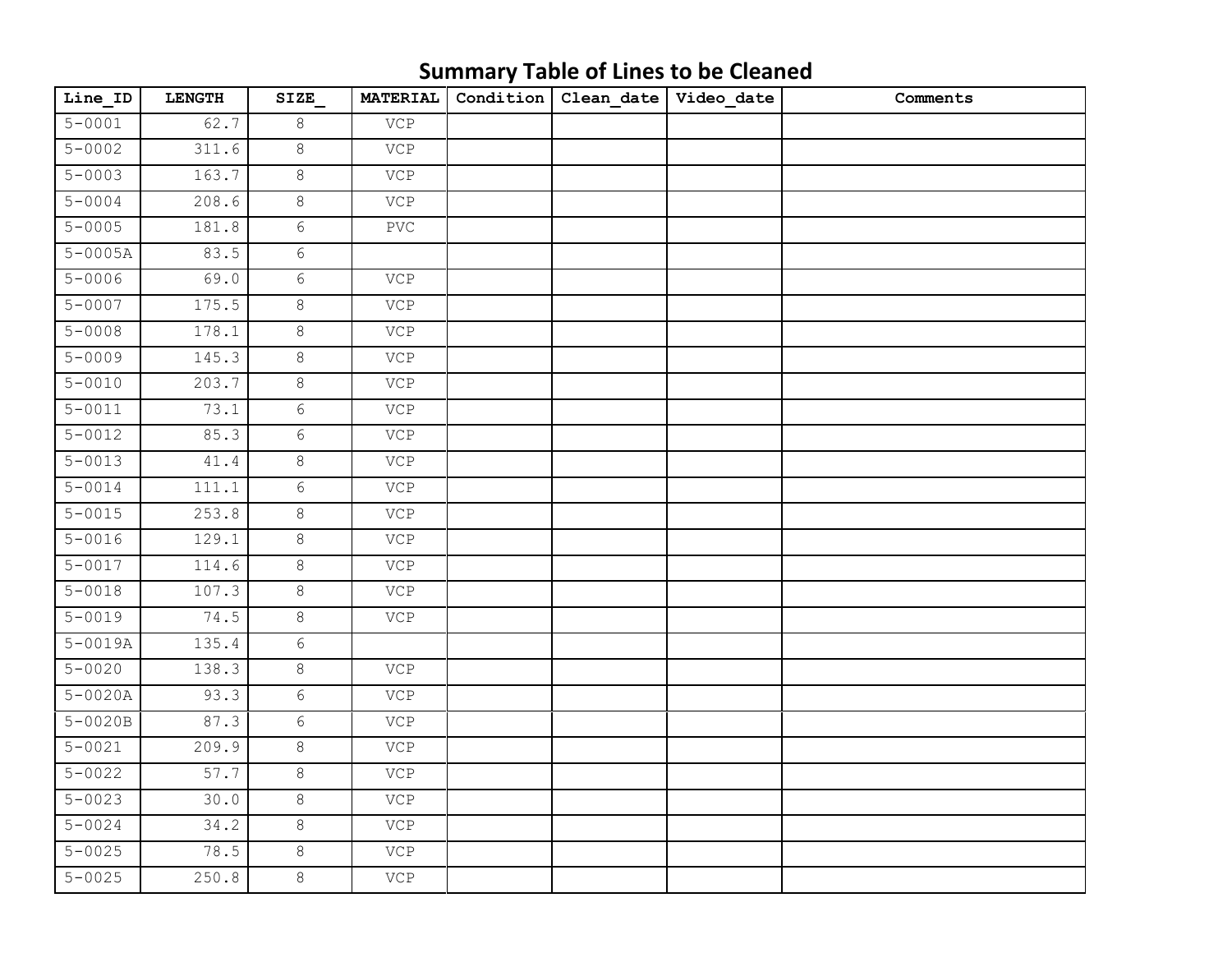# Summary Table of Lines to be Cleaned

| Line_ID | LENGTH | SIZE_ | MATERIAL | Condition | Clean_date | Video_date | Comments |
|---|---|---|---|---|---|---|---|
| 5-0001 | 62.7 | 8 | VCP | | | | |
| 5-0002 | 311.6 | 8 | VCP | | | | |
| 5-0003 | 163.7 | 8 | VCP | | | | |
| 5-0004 | 208.6 | 8 | VCP | | | | |
| 5-0005 | 181.8 | 6 | PVC | | | | |
| 5-0005A | 83.5 | 6 | | | | | |
| 5-0006 | 69.0 | 6 | VCP | | | | |
| 5-0007 | 175.5 | 8 | VCP | | | | |
| 5-0008 | 178.1 | 8 | VCP | | | | |
| 5-0009 | 145.3 | 8 | VCP | | | | |
| 5-0010 | 203.7 | 8 | VCP | | | | |
| 5-0011 | 73.1 | 6 | VCP | | | | |
| 5-0012 | 85.3 | 6 | VCP | | | | |
| 5-0013 | 41.4 | 8 | VCP | | | | |
| 5-0014 | 111.1 | 6 | VCP | | | | |
| 5-0015 | 253.8 | 8 | VCP | | | | |
| 5-0016 | 129.1 | 8 | VCP | | | | |
| 5-0017 | 114.6 | 8 | VCP | | | | |
| 5-0018 | 107.3 | 8 | VCP | | | | |
| 5-0019 | 74.5 | 8 | VCP | | | | |
| 5-0019A | 135.4 | 6 | | | | | |
| 5-0020 | 138.3 | 8 | VCP | | | | |
| 5-0020A | 93.3 | 6 | VCP | | | | |
| 5-0020B | 87.3 | 6 | VCP | | | | |
| 5-0021 | 209.9 | 8 | VCP | | | | |
| 5-0022 | 57.7 | 8 | VCP | | | | |
| 5-0023 | 30.0 | 8 | VCP | | | | |
| 5-0024 | 34.2 | 8 | VCP | | | | |
| 5-0025 | 78.5 | 8 | VCP | | | | |
| 5-0025 | 250.8 | 8 | VCP | | | | |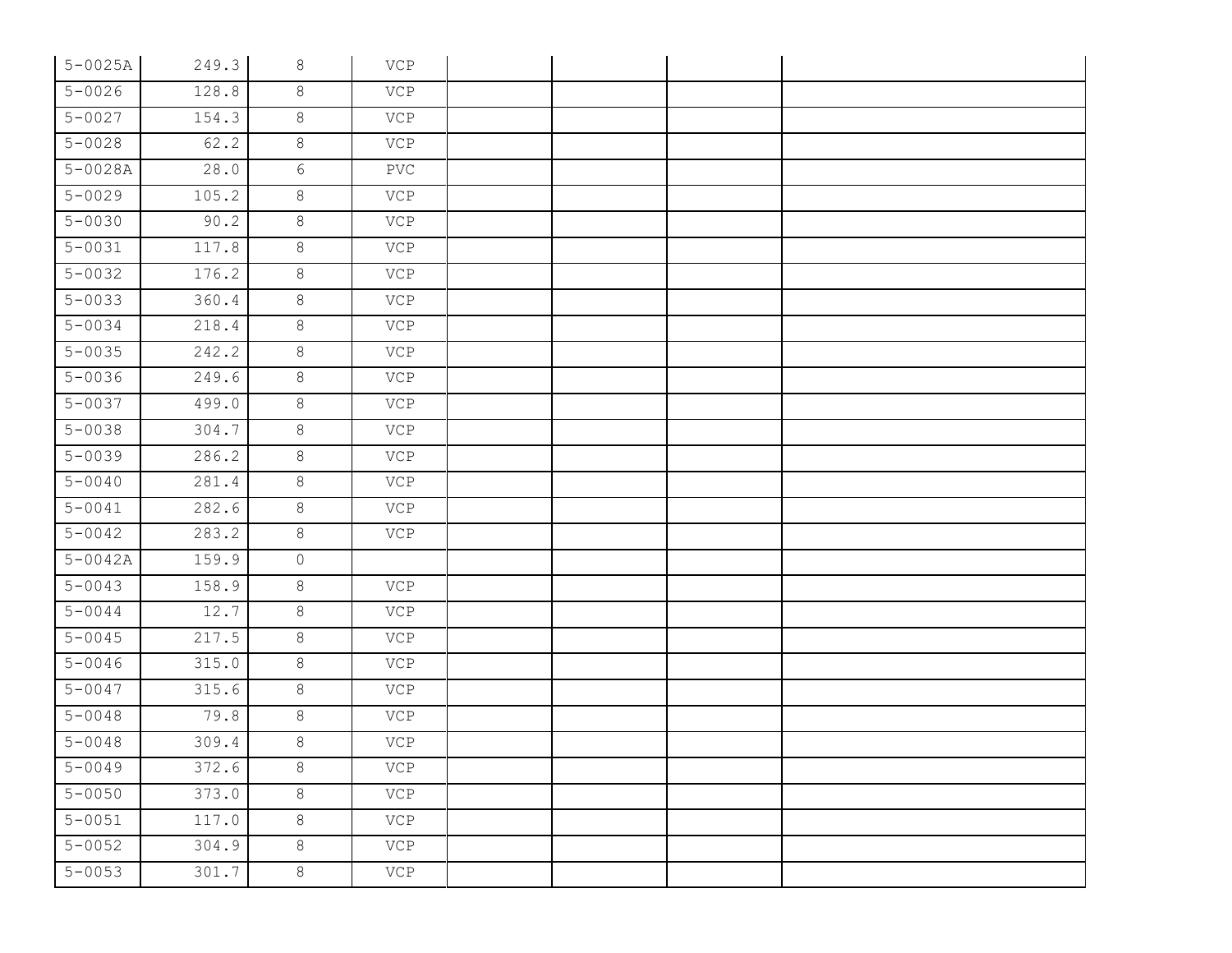| | | | | | | | |
|---|---|---|---|---|---|---|---|
| 5-0025A | 249.3 | 8 | VCP | | | | |
| 5-0026 | 128.8 | 8 | VCP | | | | |
| 5-0027 | 154.3 | 8 | VCP | | | | |
| 5-0028 | 62.2 | 8 | VCP | | | | |
| 5-0028A | 28.0 | 6 | PVC | | | | |
| 5-0029 | 105.2 | 8 | VCP | | | | |
| 5-0030 | 90.2 | 8 | VCP | | | | |
| 5-0031 | 117.8 | 8 | VCP | | | | |
| 5-0032 | 176.2 | 8 | VCP | | | | |
| 5-0033 | 360.4 | 8 | VCP | | | | |
| 5-0034 | 218.4 | 8 | VCP | | | | |
| 5-0035 | 242.2 | 8 | VCP | | | | |
| 5-0036 | 249.6 | 8 | VCP | | | | |
| 5-0037 | 499.0 | 8 | VCP | | | | |
| 5-0038 | 304.7 | 8 | VCP | | | | |
| 5-0039 | 286.2 | 8 | VCP | | | | |
| 5-0040 | 281.4 | 8 | VCP | | | | |
| 5-0041 | 282.6 | 8 | VCP | | | | |
| 5-0042 | 283.2 | 8 | VCP | | | | |
| 5-0042A | 159.9 | 0 | | | | | |
| 5-0043 | 158.9 | 8 | VCP | | | | |
| 5-0044 | 12.7 | 8 | VCP | | | | |
| 5-0045 | 217.5 | 8 | VCP | | | | |
| 5-0046 | 315.0 | 8 | VCP | | | | |
| 5-0047 | 315.6 | 8 | VCP | | | | |
| 5-0048 | 79.8 | 8 | VCP | | | | |
| 5-0048 | 309.4 | 8 | VCP | | | | |
| 5-0049 | 372.6 | 8 | VCP | | | | |
| 5-0050 | 373.0 | 8 | VCP | | | | |
| 5-0051 | 117.0 | 8 | VCP | | | | |
| 5-0052 | 304.9 | 8 | VCP | | | | |
| 5-0053 | 301.7 | 8 | VCP | | | | |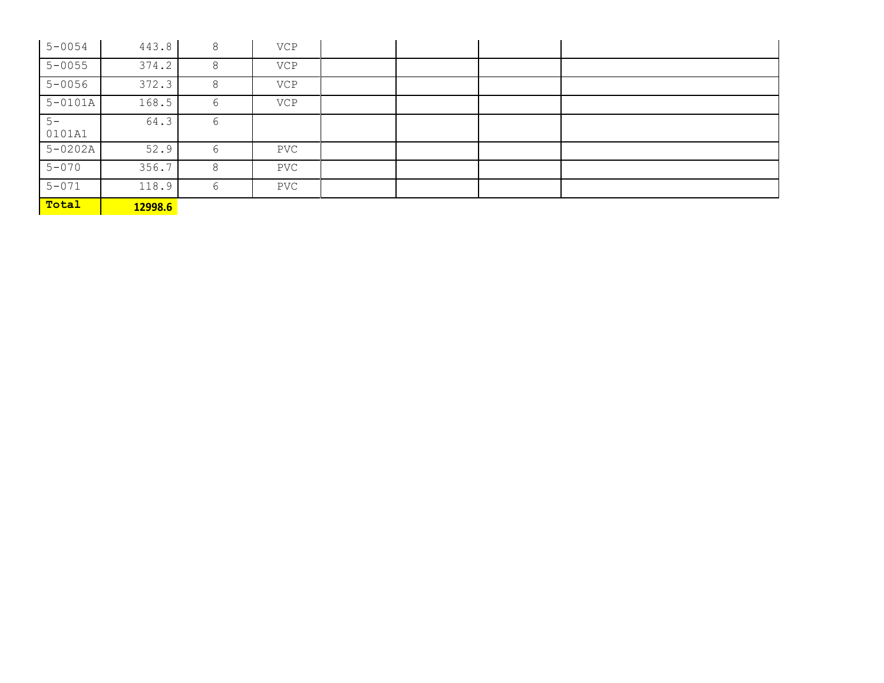| | | | | | | | |
|---|---|---|---|---|---|---|---|
| 5-0054 | 443.8 | 8 | VCP | | | | |
| 5-0055 | 374.2 | 8 | VCP | | | | |
| 5-0056 | 372.3 | 8 | VCP | | | | |
| 5-0101A | 168.5 | 6 | VCP | | | | |
| 5-0101A1 | 64.3 | 6 | | | | | |
| 5-0202A | 52.9 | 6 | PVC | | | | |
| 5-070 | 356.7 | 8 | PVC | | | | |
| 5-071 | 118.9 | 6 | PVC | | | | |
| **Total** | **12998.6** | | | | | | |